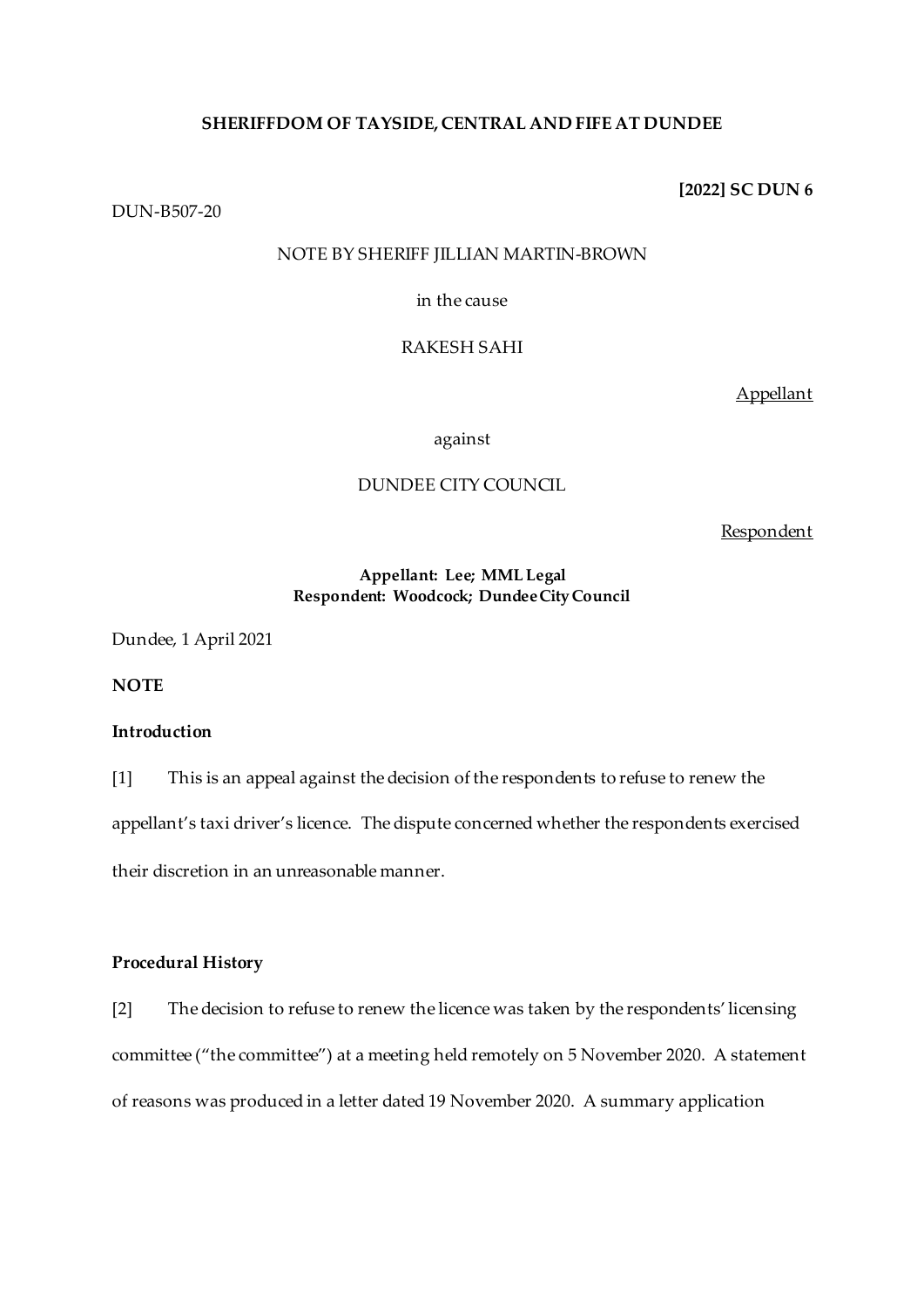**SHERIFFDOM OF TAYSIDE, CENTRAL AND FIFE AT DUNDEE**

**[2022] SC DUN 6**

DUN-B507-20

NOTE BY SHERIFF JILLIAN MARTIN-BROWN

in the cause

RAKESH SAHI

Appellant

against

DUNDEE CITY COUNCIL

Respondent

**Appellant: Lee; MML Legal**
**Respondent: Woodcock; Dundee City Council**

Dundee, 1 April 2021

**NOTE**

**Introduction**

[1] This is an appeal against the decision of the respondents to refuse to renew the appellant's taxi driver's licence. The dispute concerned whether the respondents exercised their discretion in an unreasonable manner.

**Procedural History**

[2] The decision to refuse to renew the licence was taken by the respondents' licensing committee ("the committee") at a meeting held remotely on 5 November 2020. A statement of reasons was produced in a letter dated 19 November 2020. A summary application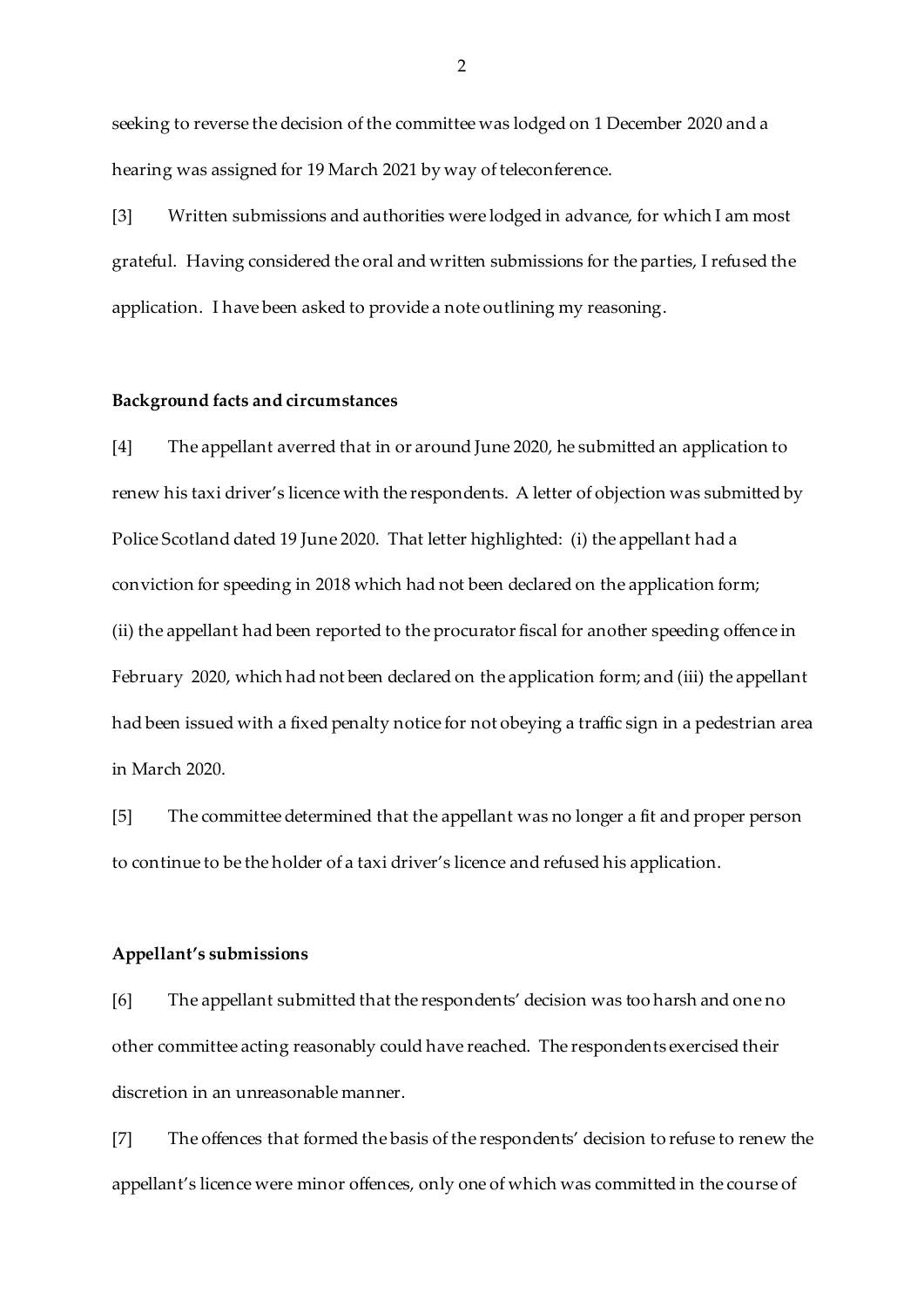seeking to reverse the decision of the committee was lodged on 1 December 2020 and a hearing was assigned for 19 March 2021 by way of teleconference.

[3] Written submissions and authorities were lodged in advance, for which I am most grateful. Having considered the oral and written submissions for the parties, I refused the application. I have been asked to provide a note outlining my reasoning.

**Background facts and circumstances**

[4] The appellant averred that in or around June 2020, he submitted an application to renew his taxi driver's licence with the respondents. A letter of objection was submitted by Police Scotland dated 19 June 2020. That letter highlighted: (i) the appellant had a conviction for speeding in 2018 which had not been declared on the application form; (ii) the appellant had been reported to the procurator fiscal for another speeding offence in February 2020, which had not been declared on the application form; and (iii) the appellant had been issued with a fixed penalty notice for not obeying a traffic sign in a pedestrian area in March 2020.

[5] The committee determined that the appellant was no longer a fit and proper person to continue to be the holder of a taxi driver's licence and refused his application.

**Appellant's submissions**

[6] The appellant submitted that the respondents' decision was too harsh and one no other committee acting reasonably could have reached. The respondents exercised their discretion in an unreasonable manner.

[7] The offences that formed the basis of the respondents' decision to refuse to renew the appellant's licence were minor offences, only one of which was committed in the course of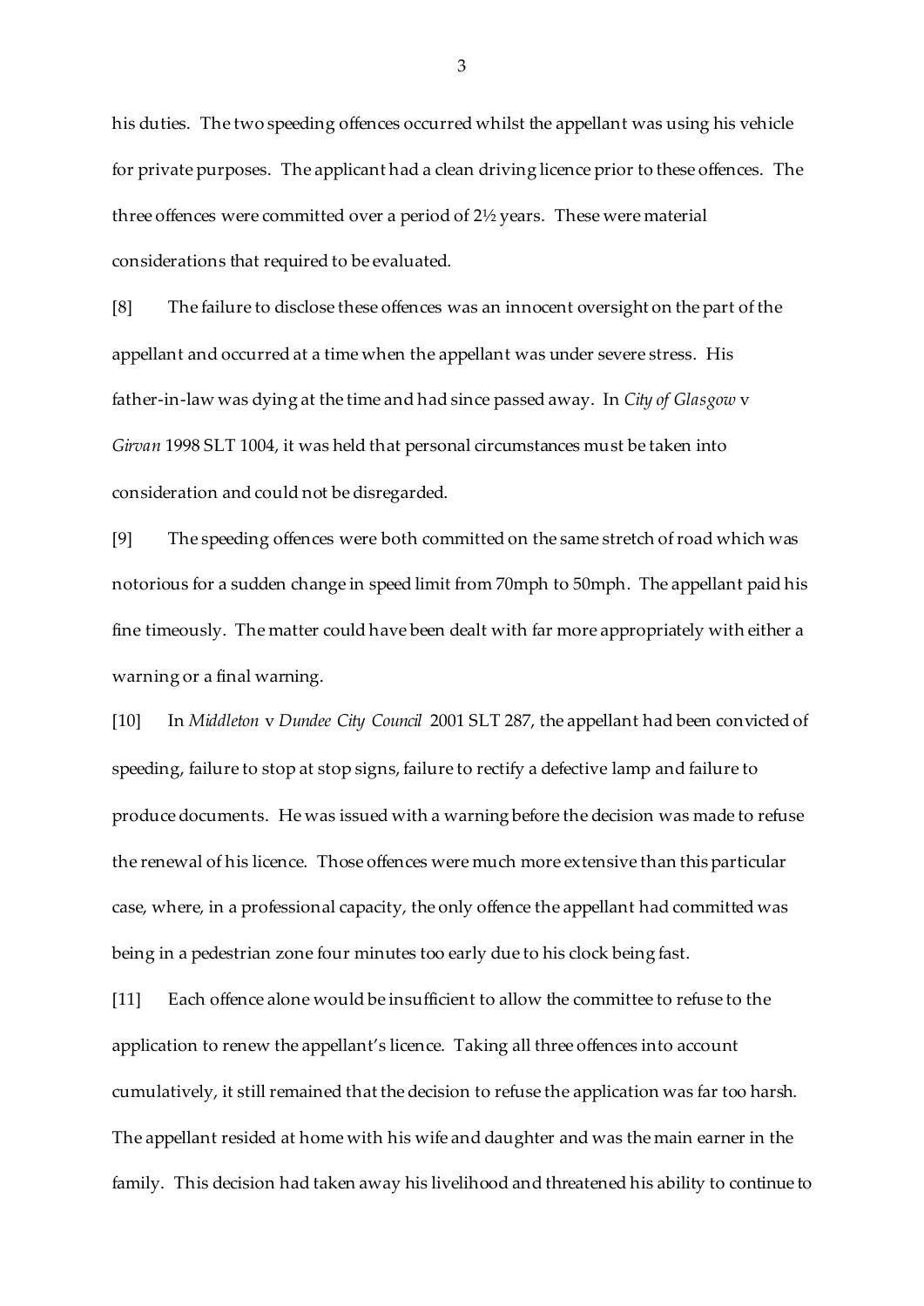his duties. The two speeding offences occurred whilst the appellant was using his vehicle for private purposes. The applicant had a clean driving licence prior to these offences. The three offences were committed over a period of 2½ years. These were material considerations that required to be evaluated.

[8] The failure to disclose these offences was an innocent oversight on the part of the appellant and occurred at a time when the appellant was under severe stress. His father-in-law was dying at the time and had since passed away. In *City of Glasgow* v *Girvan* 1998 SLT 1004, it was held that personal circumstances must be taken into consideration and could not be disregarded.

[9] The speeding offences were both committed on the same stretch of road which was notorious for a sudden change in speed limit from 70mph to 50mph. The appellant paid his fine timeously. The matter could have been dealt with far more appropriately with either a warning or a final warning.

[10] In *Middleton* v *Dundee City Council* 2001 SLT 287, the appellant had been convicted of speeding, failure to stop at stop signs, failure to rectify a defective lamp and failure to produce documents. He was issued with a warning before the decision was made to refuse the renewal of his licence. Those offences were much more extensive than this particular case, where, in a professional capacity, the only offence the appellant had committed was being in a pedestrian zone four minutes too early due to his clock being fast.

[11] Each offence alone would be insufficient to allow the committee to refuse to the application to renew the appellant's licence. Taking all three offences into account cumulatively, it still remained that the decision to refuse the application was far too harsh. The appellant resided at home with his wife and daughter and was the main earner in the family. This decision had taken away his livelihood and threatened his ability to continue to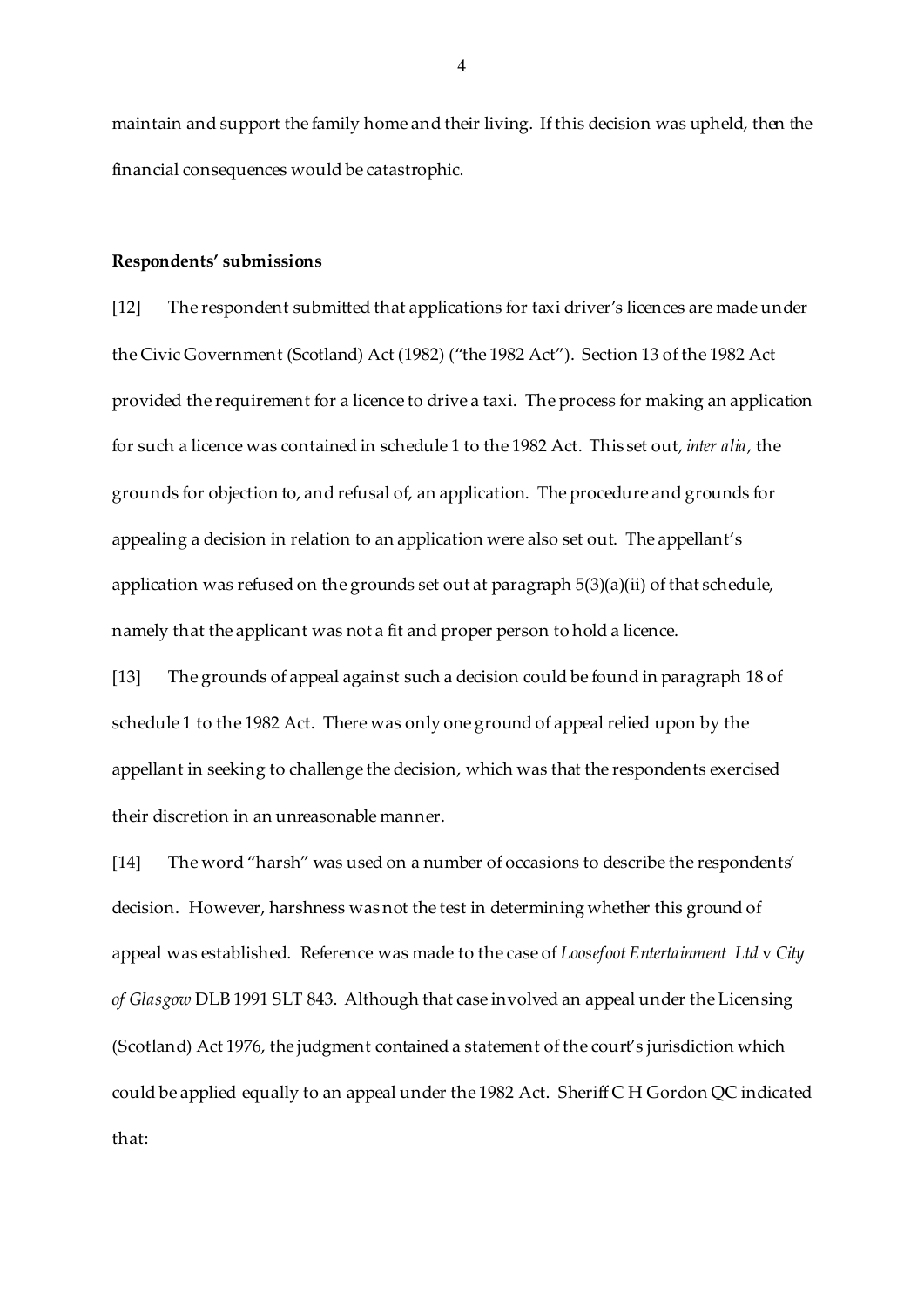maintain and support the family home and their living. If this decision was upheld, then the financial consequences would be catastrophic.

**Respondents' submissions**

[12] The respondent submitted that applications for taxi driver's licences are made under the Civic Government (Scotland) Act (1982) ("the 1982 Act"). Section 13 of the 1982 Act provided the requirement for a licence to drive a taxi. The process for making an application for such a licence was contained in schedule 1 to the 1982 Act. This set out, *inter alia*, the grounds for objection to, and refusal of, an application. The procedure and grounds for appealing a decision in relation to an application were also set out. The appellant's application was refused on the grounds set out at paragraph 5(3)(a)(ii) of that schedule, namely that the applicant was not a fit and proper person to hold a licence.

[13] The grounds of appeal against such a decision could be found in paragraph 18 of schedule 1 to the 1982 Act. There was only one ground of appeal relied upon by the appellant in seeking to challenge the decision, which was that the respondents exercised their discretion in an unreasonable manner.

[14] The word "harsh" was used on a number of occasions to describe the respondents' decision. However, harshness was not the test in determining whether this ground of appeal was established. Reference was made to the case of *Loosefoot Entertainment Ltd* v *City of Glasgow* DLB 1991 SLT 843. Although that case involved an appeal under the Licensing (Scotland) Act 1976, the judgment contained a statement of the court's jurisdiction which could be applied equally to an appeal under the 1982 Act. Sheriff C H Gordon QC indicated that: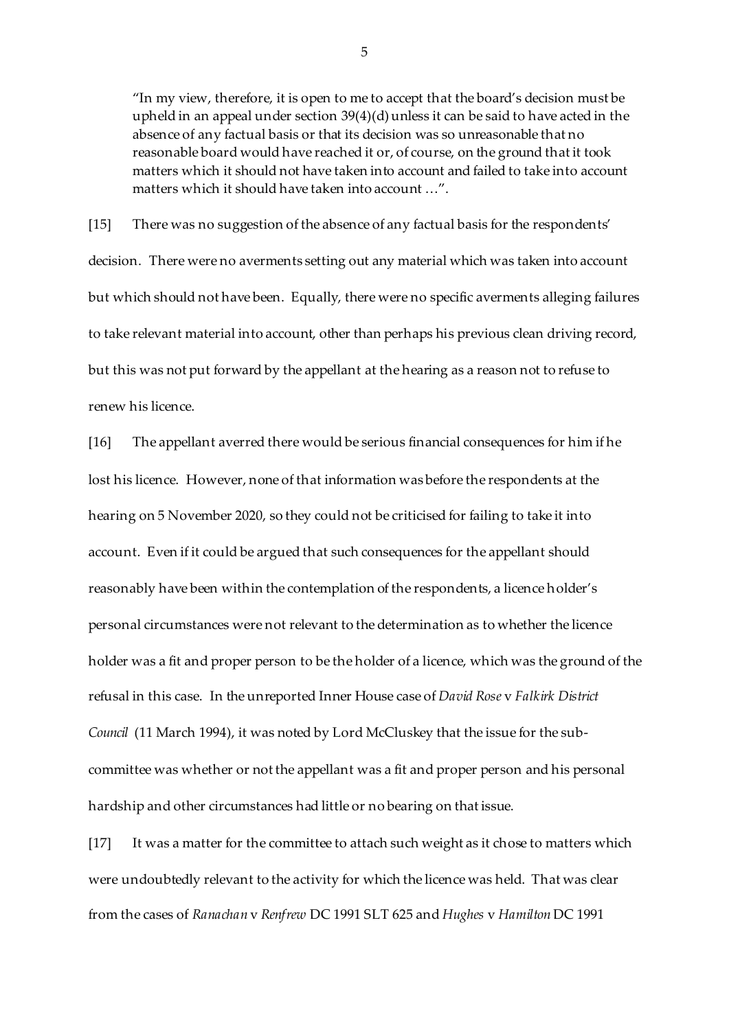> "In my view, therefore, it is open to me to accept that the board's decision must be upheld in an appeal under section 39(4)(d) unless it can be said to have acted in the absence of any factual basis or that its decision was so unreasonable that no reasonable board would have reached it or, of course, on the ground that it took matters which it should not have taken into account and failed to take into account matters which it should have taken into account …".

[15] There was no suggestion of the absence of any factual basis for the respondents' decision. There were no averments setting out any material which was taken into account but which should not have been. Equally, there were no specific averments alleging failures to take relevant material into account, other than perhaps his previous clean driving record, but this was not put forward by the appellant at the hearing as a reason not to refuse to renew his licence.

[16] The appellant averred there would be serious financial consequences for him if he lost his licence. However, none of that information was before the respondents at the hearing on 5 November 2020, so they could not be criticised for failing to take it into account. Even if it could be argued that such consequences for the appellant should reasonably have been within the contemplation of the respondents, a licence holder's personal circumstances were not relevant to the determination as to whether the licence holder was a fit and proper person to be the holder of a licence, which was the ground of the refusal in this case. In the unreported Inner House case of *David Rose* v *Falkirk District Council* (11 March 1994), it was noted by Lord McCluskey that the issue for the sub-committee was whether or not the appellant was a fit and proper person and his personal hardship and other circumstances had little or no bearing on that issue.

[17] It was a matter for the committee to attach such weight as it chose to matters which were undoubtedly relevant to the activity for which the licence was held. That was clear from the cases of *Ranachan* v *Renfrew* DC 1991 SLT 625 and *Hughes* v *Hamilton* DC 1991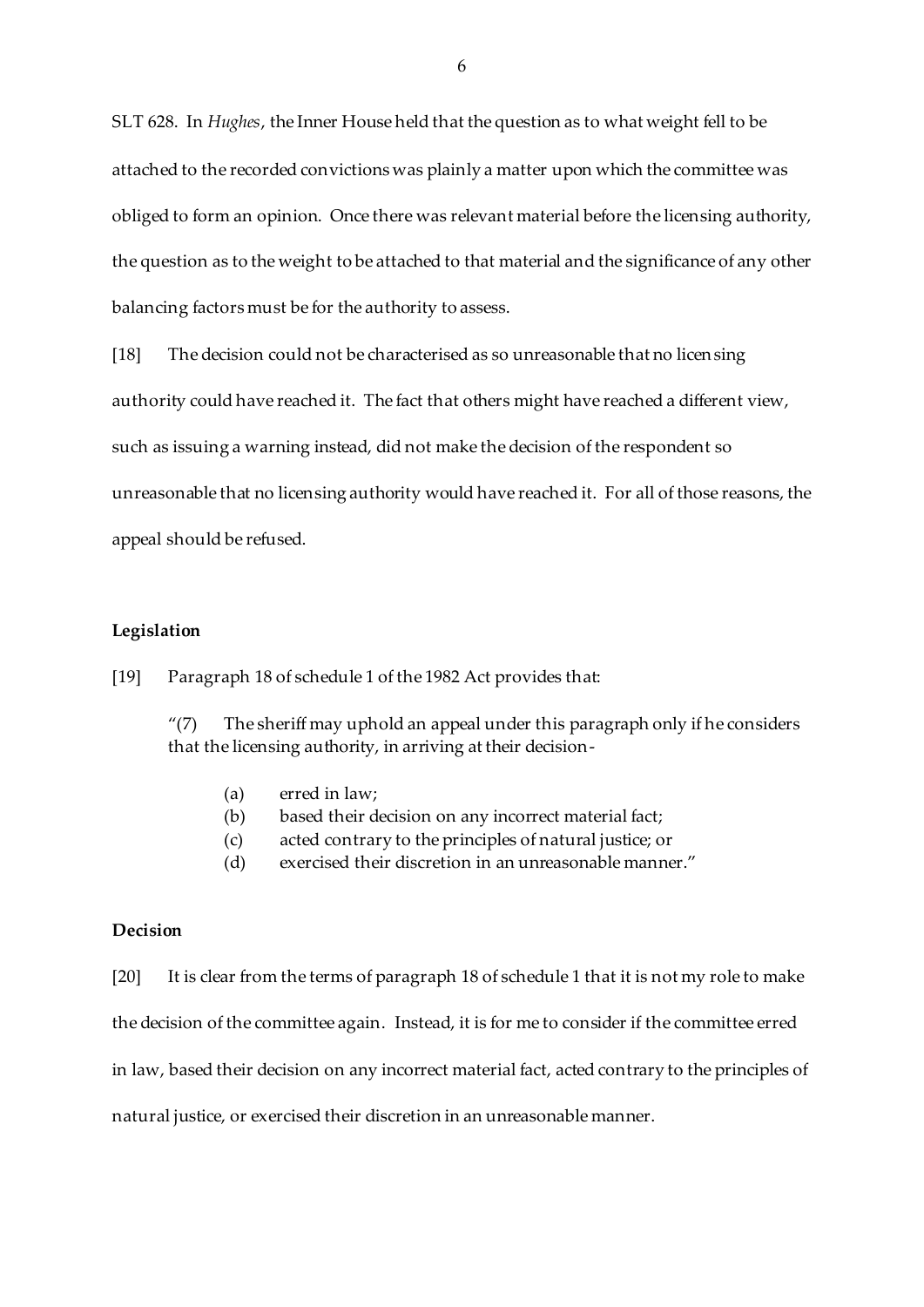SLT 628. In *Hughes*, the Inner House held that the question as to what weight fell to be attached to the recorded convictions was plainly a matter upon which the committee was obliged to form an opinion. Once there was relevant material before the licensing authority, the question as to the weight to be attached to that material and the significance of any other balancing factors must be for the authority to assess.

[18] The decision could not be characterised as so unreasonable that no licensing authority could have reached it. The fact that others might have reached a different view, such as issuing a warning instead, did not make the decision of the respondent so unreasonable that no licensing authority would have reached it. For all of those reasons, the appeal should be refused.

**Legislation**

[19] Paragraph 18 of schedule 1 of the 1982 Act provides that:

> "(7) The sheriff may uphold an appeal under this paragraph only if he considers that the licensing authority, in arriving at their decision-
>
> (a) erred in law;
> (b) based their decision on any incorrect material fact;
> (c) acted contrary to the principles of natural justice; or
> (d) exercised their discretion in an unreasonable manner."

**Decision**

[20] It is clear from the terms of paragraph 18 of schedule 1 that it is not my role to make the decision of the committee again. Instead, it is for me to consider if the committee erred in law, based their decision on any incorrect material fact, acted contrary to the principles of natural justice, or exercised their discretion in an unreasonable manner.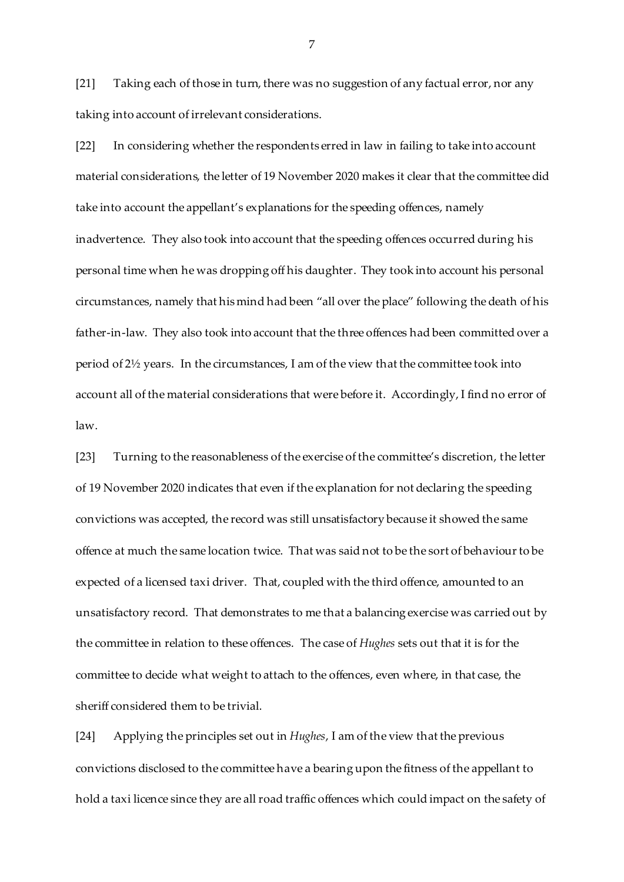[21] Taking each of those in turn, there was no suggestion of any factual error, nor any taking into account of irrelevant considerations.

[22] In considering whether the respondents erred in law in failing to take into account material considerations, the letter of 19 November 2020 makes it clear that the committee did take into account the appellant's explanations for the speeding offences, namely inadvertence. They also took into account that the speeding offences occurred during his personal time when he was dropping off his daughter. They took into account his personal circumstances, namely that his mind had been "all over the place" following the death of his father-in-law. They also took into account that the three offences had been committed over a period of 2½ years. In the circumstances, I am of the view that the committee took into account all of the material considerations that were before it. Accordingly, I find no error of law.

[23] Turning to the reasonableness of the exercise of the committee's discretion, the letter of 19 November 2020 indicates that even if the explanation for not declaring the speeding convictions was accepted, the record was still unsatisfactory because it showed the same offence at much the same location twice. That was said not to be the sort of behaviour to be expected of a licensed taxi driver. That, coupled with the third offence, amounted to an unsatisfactory record. That demonstrates to me that a balancing exercise was carried out by the committee in relation to these offences. The case of *Hughes* sets out that it is for the committee to decide what weight to attach to the offences, even where, in that case, the sheriff considered them to be trivial.

[24] Applying the principles set out in *Hughes*, I am of the view that the previous convictions disclosed to the committee have a bearing upon the fitness of the appellant to hold a taxi licence since they are all road traffic offences which could impact on the safety of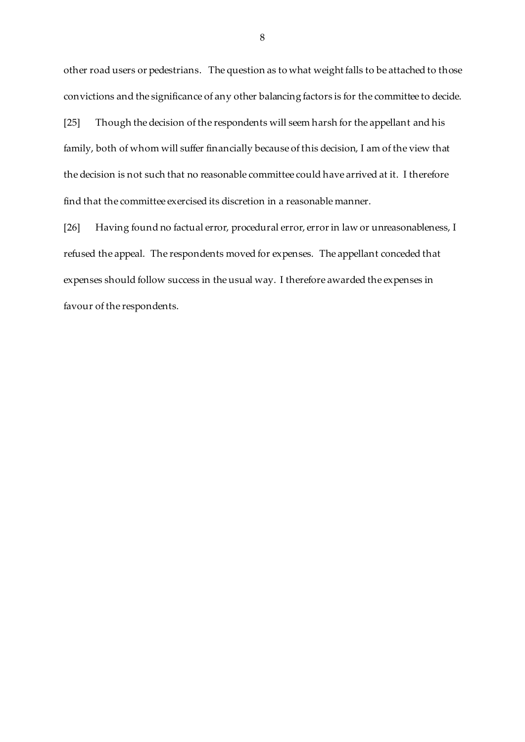other road users or pedestrians. The question as to what weight falls to be attached to those convictions and the significance of any other balancing factors is for the committee to decide.

[25] Though the decision of the respondents will seem harsh for the appellant and his family, both of whom will suffer financially because of this decision, I am of the view that the decision is not such that no reasonable committee could have arrived at it. I therefore find that the committee exercised its discretion in a reasonable manner.

[26] Having found no factual error, procedural error, error in law or unreasonableness, I refused the appeal. The respondents moved for expenses. The appellant conceded that expenses should follow success in the usual way. I therefore awarded the expenses in favour of the respondents.